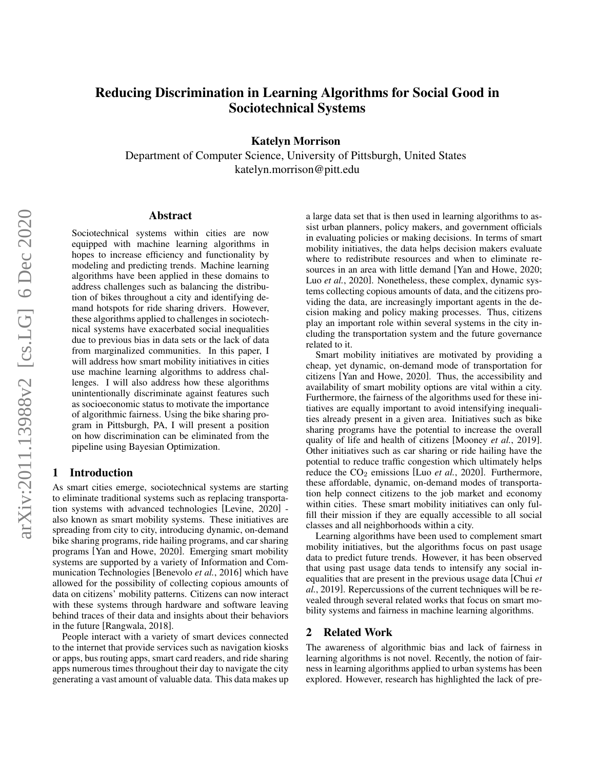# Reducing Discrimination in Learning Algorithms for Social Good in Sociotechnical Systems

**Katelyn Morrison**

Department of Computer Science, University of Pittsburgh, United States
katelyn.morrison@pitt.edu

## Abstract

Sociotechnical systems within cities are now equipped with machine learning algorithms in hopes to increase efficiency and functionality by modeling and predicting trends. Machine learning algorithms have been applied in these domains to address challenges such as balancing the distribution of bikes throughout a city and identifying demand hotspots for ride sharing drivers. However, these algorithms applied to challenges in sociotechnical systems have exacerbated social inequalities due to previous bias in data sets or the lack of data from marginalized communities. In this paper, I will address how smart mobility initiatives in cities use machine learning algorithms to address challenges. I will also address how these algorithms unintentionally discriminate against features such as socioeconomic status to motivate the importance of algorithmic fairness. Using the bike sharing program in Pittsburgh, PA, I will present a position on how discrimination can be eliminated from the pipeline using Bayesian Optimization.

## 1 Introduction

As smart cities emerge, sociotechnical systems are starting to eliminate traditional systems such as replacing transportation systems with advanced technologies [Levine, 2020] - also known as smart mobility systems. These initiatives are spreading from city to city, introducing dynamic, on-demand bike sharing programs, ride hailing programs, and car sharing programs [Yan and Howe, 2020]. Emerging smart mobility systems are supported by a variety of Information and Communication Technologies [Benevolo *et al.*, 2016] which have allowed for the possibility of collecting copious amounts of data on citizens' mobility patterns. Citizens can now interact with these systems through hardware and software leaving behind traces of their data and insights about their behaviors in the future [Rangwala, 2018].

People interact with a variety of smart devices connected to the internet that provide services such as navigation kiosks or apps, bus routing apps, smart card readers, and ride sharing apps numerous times throughout their day to navigate the city generating a vast amount of valuable data. This data makes up a large data set that is then used in learning algorithms to assist urban planners, policy makers, and government officials in evaluating policies or making decisions. In terms of smart mobility initiatives, the data helps decision makers evaluate where to redistribute resources and when to eliminate resources in an area with little demand [Yan and Howe, 2020; Luo *et al.*, 2020]. Nonetheless, these complex, dynamic systems collecting copious amounts of data, and the citizens providing the data, are increasingly important agents in the decision making and policy making processes. Thus, citizens play an important role within several systems in the city including the transportation system and the future governance related to it.

Smart mobility initiatives are motivated by providing a cheap, yet dynamic, on-demand mode of transportation for citizens [Yan and Howe, 2020]. Thus, the accessibility and availability of smart mobility options are vital within a city. Furthermore, the fairness of the algorithms used for these initiatives are equally important to avoid intensifying inequalities already present in a given area. Initiatives such as bike sharing programs have the potential to increase the overall quality of life and health of citizens [Mooney *et al.*, 2019]. Other initiatives such as car sharing or ride hailing have the potential to reduce traffic congestion which ultimately helps reduce the $CO_2$ emissions [Luo *et al.*, 2020]. Furthermore, these affordable, dynamic, on-demand modes of transportation help connect citizens to the job market and economy within cities. These smart mobility initiatives can only fulfill their mission if they are equally accessible to all social classes and all neighborhoods within a city.

Learning algorithms have been used to complement smart mobility initiatives, but the algorithms focus on past usage data to predict future trends. However, it has been observed that using past usage data tends to intensify any social inequalities that are present in the previous usage data [Chui *et al.*, 2019]. Repercussions of the current techniques will be revealed through several related works that focus on smart mobility systems and fairness in machine learning algorithms.

## 2 Related Work

The awareness of algorithmic bias and lack of fairness in learning algorithms is not novel. Recently, the notion of fairness in learning algorithms applied to urban systems has been explored. However, research has highlighted the lack of pre-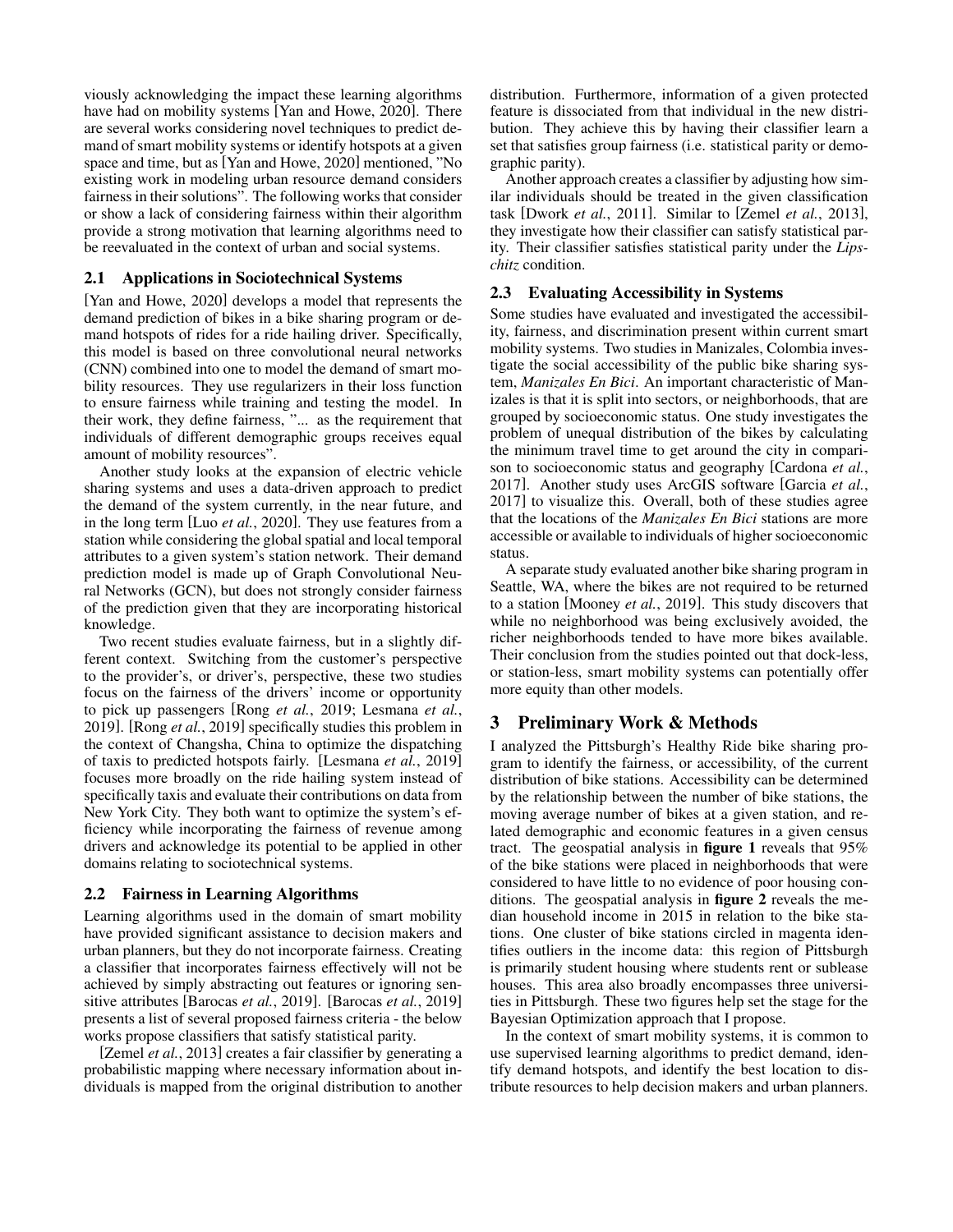viously acknowledging the impact these learning algorithms have had on mobility systems [Yan and Howe, 2020]. There are several works considering novel techniques to predict demand of smart mobility systems or identify hotspots at a given space and time, but as [Yan and Howe, 2020] mentioned, "No existing work in modeling urban resource demand considers fairness in their solutions". The following works that consider or show a lack of considering fairness within their algorithm provide a strong motivation that learning algorithms need to be reevaluated in the context of urban and social systems.

### 2.1 Applications in Sociotechnical Systems

[Yan and Howe, 2020] develops a model that represents the demand prediction of bikes in a bike sharing program or demand hotspots of rides for a ride hailing driver. Specifically, this model is based on three convolutional neural networks (CNN) combined into one to model the demand of smart mobility resources. They use regularizers in their loss function to ensure fairness while training and testing the model. In their work, they define fairness, "... as the requirement that individuals of different demographic groups receives equal amount of mobility resources".

Another study looks at the expansion of electric vehicle sharing systems and uses a data-driven approach to predict the demand of the system currently, in the near future, and in the long term [Luo *et al.*, 2020]. They use features from a station while considering the global spatial and local temporal attributes to a given system's station network. Their demand prediction model is made up of Graph Convolutional Neural Networks (GCN), but does not strongly consider fairness of the prediction given that they are incorporating historical knowledge.

Two recent studies evaluate fairness, but in a slightly different context. Switching from the customer's perspective to the provider's, or driver's, perspective, these two studies focus on the fairness of the drivers' income or opportunity to pick up passengers [Rong *et al.*, 2019; Lesmana *et al.*, 2019]. [Rong *et al.*, 2019] specifically studies this problem in the context of Changsha, China to optimize the dispatching of taxis to predicted hotspots fairly. [Lesmana *et al.*, 2019] focuses more broadly on the ride hailing system instead of specifically taxis and evaluate their contributions on data from New York City. They both want to optimize the system's efficiency while incorporating the fairness of revenue among drivers and acknowledge its potential to be applied in other domains relating to sociotechnical systems.

### 2.2 Fairness in Learning Algorithms

Learning algorithms used in the domain of smart mobility have provided significant assistance to decision makers and urban planners, but they do not incorporate fairness. Creating a classifier that incorporates fairness effectively will not be achieved by simply abstracting out features or ignoring sensitive attributes [Barocas *et al.*, 2019]. [Barocas *et al.*, 2019] presents a list of several proposed fairness criteria - the below works propose classifiers that satisfy statistical parity.

[Zemel *et al.*, 2013] creates a fair classifier by generating a probabilistic mapping where necessary information about individuals is mapped from the original distribution to another distribution. Furthermore, information of a given protected feature is dissociated from that individual in the new distribution. They achieve this by having their classifier learn a set that satisfies group fairness (i.e. statistical parity or demographic parity).

Another approach creates a classifier by adjusting how similar individuals should be treated in the given classification task [Dwork *et al.*, 2011]. Similar to [Zemel *et al.*, 2013], they investigate how their classifier can satisfy statistical parity. Their classifier satisfies statistical parity under the *Lipschitz* condition.

### 2.3 Evaluating Accessibility in Systems

Some studies have evaluated and investigated the accessibility, fairness, and discrimination present within current smart mobility systems. Two studies in Manizales, Colombia investigate the social accessibility of the public bike sharing system, *Manizales En Bici*. An important characteristic of Manizales is that it is split into sectors, or neighborhoods, that are grouped by socioeconomic status. One study investigates the problem of unequal distribution of the bikes by calculating the minimum travel time to get around the city in comparison to socioeconomic status and geography [Cardona *et al.*, 2017]. Another study uses ArcGIS software [Garcia *et al.*, 2017] to visualize this. Overall, both of these studies agree that the locations of the *Manizales En Bici* stations are more accessible or available to individuals of higher socioeconomic status.

A separate study evaluated another bike sharing program in Seattle, WA, where the bikes are not required to be returned to a station [Mooney *et al.*, 2019]. This study discovers that while no neighborhood was being exclusively avoided, the richer neighborhoods tended to have more bikes available. Their conclusion from the studies pointed out that dock-less, or station-less, smart mobility systems can potentially offer more equity than other models.

## 3 Preliminary Work & Methods

I analyzed the Pittsburgh's Healthy Ride bike sharing program to identify the fairness, or accessibility, of the current distribution of bike stations. Accessibility can be determined by the relationship between the number of bike stations, the moving average number of bikes at a given station, and related demographic and economic features in a given census tract. The geospatial analysis in **figure 1** reveals that 95% of the bike stations were placed in neighborhoods that were considered to have little to no evidence of poor housing conditions. The geospatial analysis in **figure 2** reveals the median household income in 2015 in relation to the bike stations. One cluster of bike stations circled in magenta identifies outliers in the income data: this region of Pittsburgh is primarily student housing where students rent or sublease houses. This area also broadly encompasses three universities in Pittsburgh. These two figures help set the stage for the Bayesian Optimization approach that I propose.

In the context of smart mobility systems, it is common to use supervised learning algorithms to predict demand, identify demand hotspots, and identify the best location to distribute resources to help decision makers and urban planners.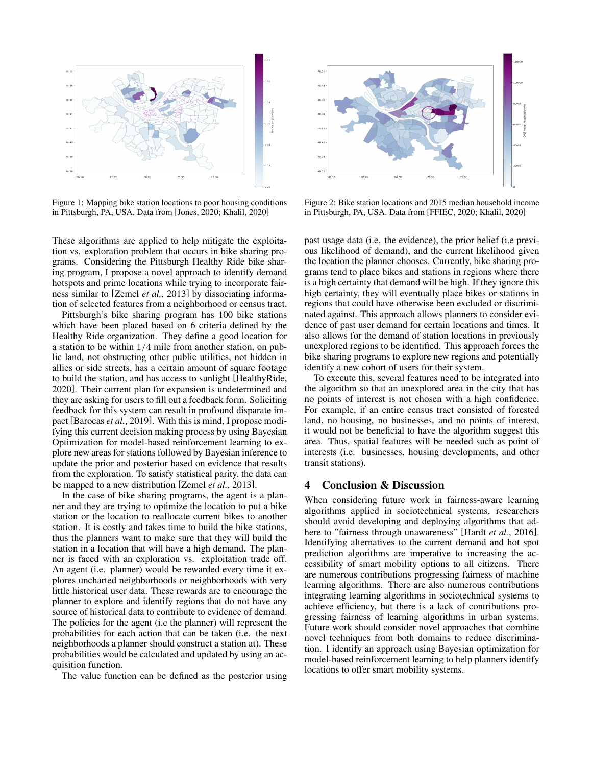Figure 1: Mapping bike station locations to poor housing conditions in Pittsburgh, PA, USA. Data from [Jones, 2020; Khalil, 2020]

Figure 2: Bike station locations and 2015 median household income in Pittsburgh, PA, USA. Data from [FFIEC, 2020; Khalil, 2020]

These algorithms are applied to help mitigate the exploitation vs. exploration problem that occurs in bike sharing programs. Considering the Pittsburgh Healthy Ride bike sharing program, I propose a novel approach to identify demand hotspots and prime locations while trying to incorporate fairness similar to [Zemel *et al.*, 2013] by dissociating information of selected features from a neighborhood or census tract.

Pittsburgh's bike sharing program has 100 bike stations which have been placed based on 6 criteria defined by the Healthy Ride organization. They define a good location for a station to be within $1/4$ mile from another station, on public land, not obstructing other public utilities, not hidden in allies or side streets, has a certain amount of square footage to build the station, and has access to sunlight [HealthyRide, 2020]. Their current plan for expansion is undetermined and they are asking for users to fill out a feedback form. Soliciting feedback for this system can result in profound disparate impact [Barocas *et al.*, 2019]. With this is mind, I propose modifying this current decision making process by using Bayesian Optimization for model-based reinforcement learning to explore new areas for stations followed by Bayesian inference to update the prior and posterior based on evidence that results from the exploration. To satisfy statistical parity, the data can be mapped to a new distribution [Zemel *et al.*, 2013].

In the case of bike sharing programs, the agent is a planner and they are trying to optimize the location to put a bike station or the location to reallocate current bikes to another station. It is costly and takes time to build the bike stations, thus the planners want to make sure that they will build the station in a location that will have a high demand. The planner is faced with an exploration vs. exploitation trade off. An agent (i.e. planner) would be rewarded every time it explores uncharted neighborhoods or neighborhoods with very little historical user data. These rewards are to encourage the planner to explore and identify regions that do not have any source of historical data to contribute to evidence of demand. The policies for the agent (i.e the planner) will represent the probabilities for each action that can be taken (i.e. the next neighborhoods a planner should construct a station at). These probabilities would be calculated and updated by using an acquisition function.

The value function can be defined as the posterior using past usage data (i.e. the evidence), the prior belief (i.e previous likelihood of demand), and the current likelihood given the location the planner chooses. Currently, bike sharing programs tend to place bikes and stations in regions where there is a high certainty that demand will be high. If they ignore this high certainty, they will eventually place bikes or stations in regions that could have otherwise been excluded or discriminated against. This approach allows planners to consider evidence of past user demand for certain locations and times. It also allows for the demand of station locations in previously unexplored regions to be identified. This approach forces the bike sharing programs to explore new regions and potentially identify a new cohort of users for their system.

To execute this, several features need to be integrated into the algorithm so that an unexplored area in the city that has no points of interest is not chosen with a high confidence. For example, if an entire census tract consisted of forested land, no housing, no businesses, and no points of interest, it would not be beneficial to have the algorithm suggest this area. Thus, spatial features will be needed such as point of interests (i.e. businesses, housing developments, and other transit stations).

## 4 Conclusion & Discussion

When considering future work in fairness-aware learning algorithms applied in sociotechnical systems, researchers should avoid developing and deploying algorithms that adhere to "fairness through unawareness" [Hardt *et al.*, 2016]. Identifying alternatives to the current demand and hot spot prediction algorithms are imperative to increasing the accessibility of smart mobility options to all citizens. There are numerous contributions progressing fairness of machine learning algorithms. There are also numerous contributions integrating learning algorithms in sociotechnical systems to achieve efficiency, but there is a lack of contributions progressing fairness of learning algorithms in urban systems. Future work should consider novel approaches that combine novel techniques from both domains to reduce discrimination. I identify an approach using Bayesian optimization for model-based reinforcement learning to help planners identify locations to offer smart mobility systems.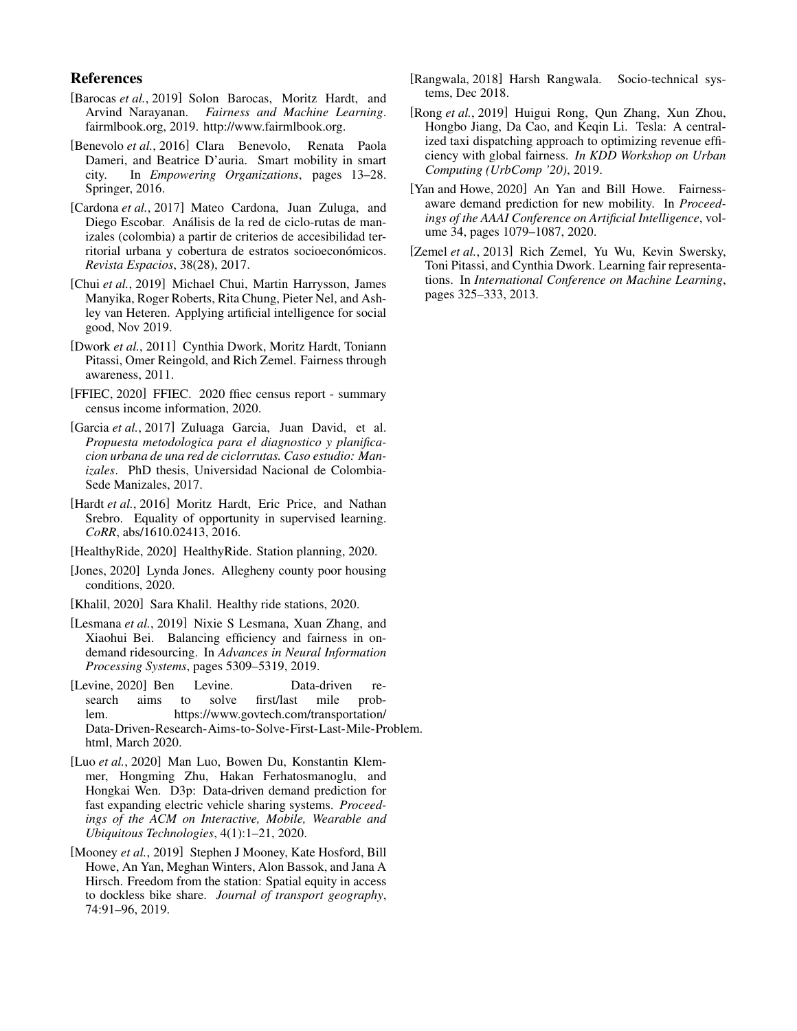## References

[Barocas *et al.*, 2019] Solon Barocas, Moritz Hardt, and Arvind Narayanan. *Fairness and Machine Learning*. fairmlbook.org, 2019. http://www.fairmlbook.org.

[Benevolo *et al.*, 2016] Clara Benevolo, Renata Paola Dameri, and Beatrice D'auria. Smart mobility in smart city. In *Empowering Organizations*, pages 13–28. Springer, 2016.

[Cardona *et al.*, 2017] Mateo Cardona, Juan Zuluga, and Diego Escobar. Análisis de la red de ciclo-rutas de manizales (colombia) a partir de criterios de accesibilidad territorial urbana y cobertura de estratos socioeconómicos. *Revista Espacios*, 38(28), 2017.

[Chui *et al.*, 2019] Michael Chui, Martin Harrysson, James Manyika, Roger Roberts, Rita Chung, Pieter Nel, and Ashley van Heteren. Applying artificial intelligence for social good, Nov 2019.

[Dwork *et al.*, 2011] Cynthia Dwork, Moritz Hardt, Toniann Pitassi, Omer Reingold, and Rich Zemel. Fairness through awareness, 2011.

[FFIEC, 2020] FFIEC. 2020 ffiec census report - summary census income information, 2020.

[Garcia *et al.*, 2017] Zuluaga Garcia, Juan David, et al. *Propuesta metodologica para el diagnostico y planificacion urbana de una red de ciclorrutas. Caso estudio: Manizales*. PhD thesis, Universidad Nacional de Colombia-Sede Manizales, 2017.

[Hardt *et al.*, 2016] Moritz Hardt, Eric Price, and Nathan Srebro. Equality of opportunity in supervised learning. *CoRR*, abs/1610.02413, 2016.

[HealthyRide, 2020] HealthyRide. Station planning, 2020.

[Jones, 2020] Lynda Jones. Allegheny county poor housing conditions, 2020.

[Khalil, 2020] Sara Khalil. Healthy ride stations, 2020.

[Lesmana *et al.*, 2019] Nixie S Lesmana, Xuan Zhang, and Xiaohui Bei. Balancing efficiency and fairness in on-demand ridesourcing. In *Advances in Neural Information Processing Systems*, pages 5309–5319, 2019.

[Levine, 2020] Ben Levine. Data-driven research aims to solve first/last mile problem. https://www.govtech.com/transportation/Data-Driven-Research-Aims-to-Solve-First-Last-Mile-Problem.html, March 2020.

[Luo *et al.*, 2020] Man Luo, Bowen Du, Konstantin Klemmer, Hongming Zhu, Hakan Ferhatosmanoglu, and Hongkai Wen. D3p: Data-driven demand prediction for fast expanding electric vehicle sharing systems. *Proceedings of the ACM on Interactive, Mobile, Wearable and Ubiquitous Technologies*, 4(1):1–21, 2020.

[Mooney *et al.*, 2019] Stephen J Mooney, Kate Hosford, Bill Howe, An Yan, Meghan Winters, Alon Bassok, and Jana A Hirsch. Freedom from the station: Spatial equity in access to dockless bike share. *Journal of transport geography*, 74:91–96, 2019.

[Rangwala, 2018] Harsh Rangwala. Socio-technical systems, Dec 2018.

[Rong *et al.*, 2019] Huigui Rong, Qun Zhang, Xun Zhou, Hongbo Jiang, Da Cao, and Keqin Li. Tesla: A centralized taxi dispatching approach to optimizing revenue efficiency with global fairness. *In KDD Workshop on Urban Computing (UrbComp '20)*, 2019.

[Yan and Howe, 2020] An Yan and Bill Howe. Fairness-aware demand prediction for new mobility. In *Proceedings of the AAAI Conference on Artificial Intelligence*, volume 34, pages 1079–1087, 2020.

[Zemel *et al.*, 2013] Rich Zemel, Yu Wu, Kevin Swersky, Toni Pitassi, and Cynthia Dwork. Learning fair representations. In *International Conference on Machine Learning*, pages 325–333, 2013.